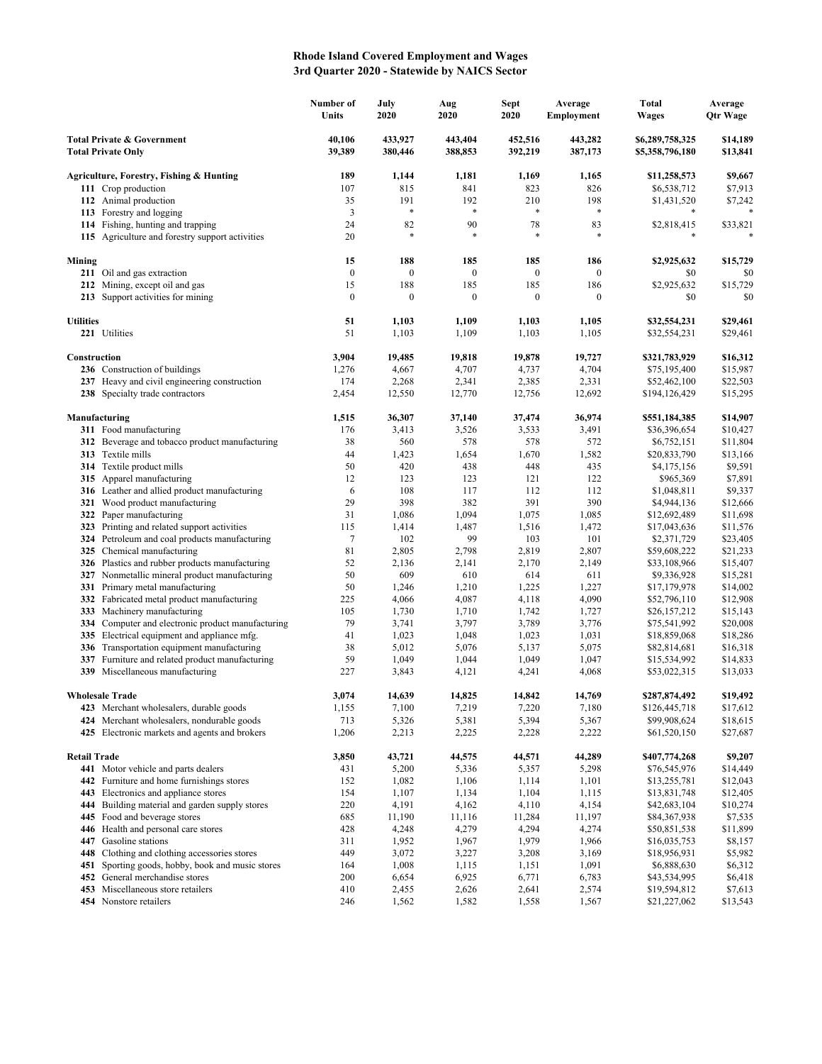**Rhode Island Covered Employment and Wages**
**3rd Quarter 2020 - Statewide by NAICS Sector**

| | Number of Units | July 2020 | Aug 2020 | Sept 2020 | Average Employment | Total Wages | Average Qtr Wage |
|---|---|---|---|---|---|---|---|
| **Total Private & Government** | **40,106** | **433,927** | **443,404** | **452,516** | **443,282** | **$6,289,758,325** | **$14,189** |
| **Total Private Only** | **39,389** | **380,446** | **388,853** | **392,219** | **387,173** | **$5,358,796,180** | **$13,841** |
| **Agriculture, Forestry, Fishing & Hunting** | **189** | **1,144** | **1,181** | **1,169** | **1,165** | **$11,258,573** | **$9,667** |
| **111** Crop production | 107 | 815 | 841 | 823 | 826 | $6,538,712 | $7,913 |
| **112** Animal production | 35 | 191 | 192 | 210 | 198 | $1,431,520 | $7,242 |
| **113** Forestry and logging | 3 | * | * | * | * | * | * |
| **114** Fishing, hunting and trapping | 24 | 82 | 90 | 78 | 83 | $2,818,415 | $33,821 |
| **115** Agriculture and forestry support activities | 20 | * | * | * | * | * | * |
| **Mining** | **15** | **188** | **185** | **185** | **186** | **$2,925,632** | **$15,729** |
| **211** Oil and gas extraction | 0 | 0 | 0 | 0 | 0 | $0 | $0 |
| **212** Mining, except oil and gas | 15 | 188 | 185 | 185 | 186 | $2,925,632 | $15,729 |
| **213** Support activities for mining | 0 | 0 | 0 | 0 | 0 | $0 | $0 |
| **Utilities** | **51** | **1,103** | **1,109** | **1,103** | **1,105** | **$32,554,231** | **$29,461** |
| **221** Utilities | 51 | 1,103 | 1,109 | 1,103 | 1,105 | $32,554,231 | $29,461 |
| **Construction** | **3,904** | **19,485** | **19,818** | **19,878** | **19,727** | **$321,783,929** | **$16,312** |
| **236** Construction of buildings | 1,276 | 4,667 | 4,707 | 4,737 | 4,704 | $75,195,400 | $15,987 |
| **237** Heavy and civil engineering construction | 174 | 2,268 | 2,341 | 2,385 | 2,331 | $52,462,100 | $22,503 |
| **238** Specialty trade contractors | 2,454 | 12,550 | 12,770 | 12,756 | 12,692 | $194,126,429 | $15,295 |
| **Manufacturing** | **1,515** | **36,307** | **37,140** | **37,474** | **36,974** | **$551,184,385** | **$14,907** |
| **311** Food manufacturing | 176 | 3,413 | 3,526 | 3,533 | 3,491 | $36,396,654 | $10,427 |
| **312** Beverage and tobacco product manufacturing | 38 | 560 | 578 | 578 | 572 | $6,752,151 | $11,804 |
| **313** Textile mills | 44 | 1,423 | 1,654 | 1,670 | 1,582 | $20,833,790 | $13,166 |
| **314** Textile product mills | 50 | 420 | 438 | 448 | 435 | $4,175,156 | $9,591 |
| **315** Apparel manufacturing | 12 | 123 | 123 | 121 | 122 | $965,369 | $7,891 |
| **316** Leather and allied product manufacturing | 6 | 108 | 117 | 112 | 112 | $1,048,811 | $9,337 |
| **321** Wood product manufacturing | 29 | 398 | 382 | 391 | 390 | $4,944,136 | $12,666 |
| **322** Paper manufacturing | 31 | 1,086 | 1,094 | 1,075 | 1,085 | $12,692,489 | $11,698 |
| **323** Printing and related support activities | 115 | 1,414 | 1,487 | 1,516 | 1,472 | $17,043,636 | $11,576 |
| **324** Petroleum and coal products manufacturing | 7 | 102 | 99 | 103 | 101 | $2,371,729 | $23,405 |
| **325** Chemical manufacturing | 81 | 2,805 | 2,798 | 2,819 | 2,807 | $59,608,222 | $21,233 |
| **326** Plastics and rubber products manufacturing | 52 | 2,136 | 2,141 | 2,170 | 2,149 | $33,108,966 | $15,407 |
| **327** Nonmetallic mineral product manufacturing | 50 | 609 | 610 | 614 | 611 | $9,336,928 | $15,281 |
| **331** Primary metal manufacturing | 50 | 1,246 | 1,210 | 1,225 | 1,227 | $17,179,978 | $14,002 |
| **332** Fabricated metal product manufacturing | 225 | 4,066 | 4,087 | 4,118 | 4,090 | $52,796,110 | $12,908 |
| **333** Machinery manufacturing | 105 | 1,730 | 1,710 | 1,742 | 1,727 | $26,157,212 | $15,143 |
| **334** Computer and electronic product manufacturing | 79 | 3,741 | 3,797 | 3,789 | 3,776 | $75,541,992 | $20,008 |
| **335** Electrical equipment and appliance mfg. | 41 | 1,023 | 1,048 | 1,023 | 1,031 | $18,859,068 | $18,286 |
| **336** Transportation equipment manufacturing | 38 | 5,012 | 5,076 | 5,137 | 5,075 | $82,814,681 | $16,318 |
| **337** Furniture and related product manufacturing | 59 | 1,049 | 1,044 | 1,049 | 1,047 | $15,534,992 | $14,833 |
| **339** Miscellaneous manufacturing | 227 | 3,843 | 4,121 | 4,241 | 4,068 | $53,022,315 | $13,033 |
| **Wholesale Trade** | **3,074** | **14,639** | **14,825** | **14,842** | **14,769** | **$287,874,492** | **$19,492** |
| **423** Merchant wholesalers, durable goods | 1,155 | 7,100 | 7,219 | 7,220 | 7,180 | $126,445,718 | $17,612 |
| **424** Merchant wholesalers, nondurable goods | 713 | 5,326 | 5,381 | 5,394 | 5,367 | $99,908,624 | $18,615 |
| **425** Electronic markets and agents and brokers | 1,206 | 2,213 | 2,225 | 2,228 | 2,222 | $61,520,150 | $27,687 |
| **Retail Trade** | **3,850** | **43,721** | **44,575** | **44,571** | **44,289** | **$407,774,268** | **$9,207** |
| **441** Motor vehicle and parts dealers | 431 | 5,200 | 5,336 | 5,357 | 5,298 | $76,545,976 | $14,449 |
| **442** Furniture and home furnishings stores | 152 | 1,082 | 1,106 | 1,114 | 1,101 | $13,255,781 | $12,043 |
| **443** Electronics and appliance stores | 154 | 1,107 | 1,134 | 1,104 | 1,115 | $13,831,748 | $12,405 |
| **444** Building material and garden supply stores | 220 | 4,191 | 4,162 | 4,110 | 4,154 | $42,683,104 | $10,274 |
| **445** Food and beverage stores | 685 | 11,190 | 11,116 | 11,284 | 11,197 | $84,367,938 | $7,535 |
| **446** Health and personal care stores | 428 | 4,248 | 4,279 | 4,294 | 4,274 | $50,851,538 | $11,899 |
| **447** Gasoline stations | 311 | 1,952 | 1,967 | 1,979 | 1,966 | $16,035,753 | $8,157 |
| **448** Clothing and clothing accessories stores | 449 | 3,072 | 3,227 | 3,208 | 3,169 | $18,956,931 | $5,982 |
| **451** Sporting goods, hobby, book and music stores | 164 | 1,008 | 1,115 | 1,151 | 1,091 | $6,888,630 | $6,312 |
| **452** General merchandise stores | 200 | 6,654 | 6,925 | 6,771 | 6,783 | $43,534,995 | $6,418 |
| **453** Miscellaneous store retailers | 410 | 2,455 | 2,626 | 2,641 | 2,574 | $19,594,812 | $7,613 |
| **454** Nonstore retailers | 246 | 1,562 | 1,582 | 1,558 | 1,567 | $21,227,062 | $13,543 |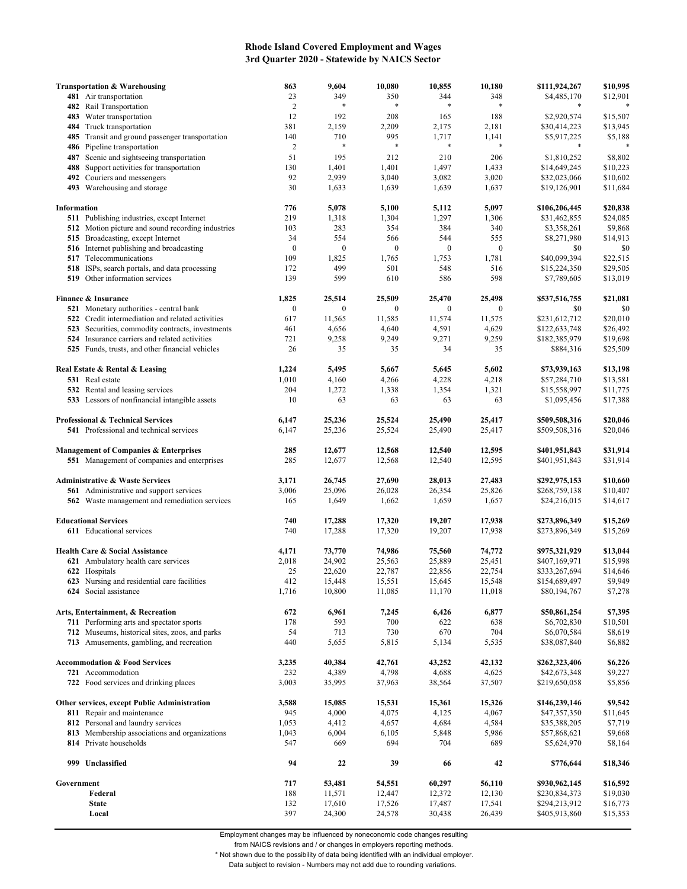# Rhode Island Covered Employment and Wages
## 3rd Quarter 2020 - Statewide by NAICS Sector

| | | | | | | | |
|---|---|---|---|---|---|---|---|
| **Transportation & Warehousing** | **863** | **9,604** | **10,080** | **10,855** | **10,180** | **$111,924,267** | **$10,995** |
| 481 Air transportation | 23 | 349 | 350 | 344 | 348 | $4,485,170 | $12,901 |
| 482 Rail Transportation | 2 | * | * | * | * | * | * |
| 483 Water transportation | 12 | 192 | 208 | 165 | 188 | $2,920,574 | $15,507 |
| 484 Truck transportation | 381 | 2,159 | 2,209 | 2,175 | 2,181 | $30,414,223 | $13,945 |
| 485 Transit and ground passenger transportation | 140 | 710 | 995 | 1,717 | 1,141 | $5,917,225 | $5,188 |
| 486 Pipeline transportation | 2 | * | * | * | * | * | * |
| 487 Scenic and sightseeing transportation | 51 | 195 | 212 | 210 | 206 | $1,810,252 | $8,802 |
| 488 Support activities for transportation | 130 | 1,401 | 1,401 | 1,497 | 1,433 | $14,649,245 | $10,223 |
| 492 Couriers and messengers | 92 | 2,939 | 3,040 | 3,082 | 3,020 | $32,023,066 | $10,602 |
| 493 Warehousing and storage | 30 | 1,633 | 1,639 | 1,639 | 1,637 | $19,126,901 | $11,684 |
| **Information** | **776** | **5,078** | **5,100** | **5,112** | **5,097** | **$106,206,445** | **$20,838** |
| 511 Publishing industries, except Internet | 219 | 1,318 | 1,304 | 1,297 | 1,306 | $31,462,855 | $24,085 |
| 512 Motion picture and sound recording industries | 103 | 283 | 354 | 384 | 340 | $3,358,261 | $9,868 |
| 515 Broadcasting, except Internet | 34 | 554 | 566 | 544 | 555 | $8,271,980 | $14,913 |
| 516 Internet publishing and broadcasting | 0 | 0 | 0 | 0 | 0 | $0 | $0 |
| 517 Telecommunications | 109 | 1,825 | 1,765 | 1,753 | 1,781 | $40,099,394 | $22,515 |
| 518 ISPs, search portals, and data processing | 172 | 499 | 501 | 548 | 516 | $15,224,350 | $29,505 |
| 519 Other information services | 139 | 599 | 610 | 586 | 598 | $7,789,605 | $13,019 |
| **Finance & Insurance** | **1,825** | **25,514** | **25,509** | **25,470** | **25,498** | **$537,516,755** | **$21,081** |
| 521 Monetary authorities - central bank | 0 | 0 | 0 | 0 | 0 | $0 | $0 |
| 522 Credit intermediation and related activities | 617 | 11,565 | 11,585 | 11,574 | 11,575 | $231,612,712 | $20,010 |
| 523 Securities, commodity contracts, investments | 461 | 4,656 | 4,640 | 4,591 | 4,629 | $122,633,748 | $26,492 |
| 524 Insurance carriers and related activities | 721 | 9,258 | 9,249 | 9,271 | 9,259 | $182,385,979 | $19,698 |
| 525 Funds, trusts, and other financial vehicles | 26 | 35 | 35 | 34 | 35 | $884,316 | $25,509 |
| **Real Estate & Rental & Leasing** | **1,224** | **5,495** | **5,667** | **5,645** | **5,602** | **$73,939,163** | **$13,198** |
| 531 Real estate | 1,010 | 4,160 | 4,266 | 4,228 | 4,218 | $57,284,710 | $13,581 |
| 532 Rental and leasing services | 204 | 1,272 | 1,338 | 1,354 | 1,321 | $15,558,997 | $11,775 |
| 533 Lessors of nonfinancial intangible assets | 10 | 63 | 63 | 63 | 63 | $1,095,456 | $17,388 |
| **Professional & Technical Services** | **6,147** | **25,236** | **25,524** | **25,490** | **25,417** | **$509,508,316** | **$20,046** |
| 541 Professional and technical services | 6,147 | 25,236 | 25,524 | 25,490 | 25,417 | $509,508,316 | $20,046 |
| **Management of Companies & Enterprises** | **285** | **12,677** | **12,568** | **12,540** | **12,595** | **$401,951,843** | **$31,914** |
| 551 Management of companies and enterprises | 285 | 12,677 | 12,568 | 12,540 | 12,595 | $401,951,843 | $31,914 |
| **Administrative & Waste Services** | **3,171** | **26,745** | **27,690** | **28,013** | **27,483** | **$292,975,153** | **$10,660** |
| 561 Administrative and support services | 3,006 | 25,096 | 26,028 | 26,354 | 25,826 | $268,759,138 | $10,407 |
| 562 Waste management and remediation services | 165 | 1,649 | 1,662 | 1,659 | 1,657 | $24,216,015 | $14,617 |
| **Educational Services** | **740** | **17,288** | **17,320** | **19,207** | **17,938** | **$273,896,349** | **$15,269** |
| 611 Educational services | 740 | 17,288 | 17,320 | 19,207 | 17,938 | $273,896,349 | $15,269 |
| **Health Care & Social Assistance** | **4,171** | **73,770** | **74,986** | **75,560** | **74,772** | **$975,321,929** | **$13,044** |
| 621 Ambulatory health care services | 2,018 | 24,902 | 25,563 | 25,889 | 25,451 | $407,169,971 | $15,998 |
| 622 Hospitals | 25 | 22,620 | 22,787 | 22,856 | 22,754 | $333,267,694 | $14,646 |
| 623 Nursing and residential care facilities | 412 | 15,448 | 15,551 | 15,645 | 15,548 | $154,689,497 | $9,949 |
| 624 Social assistance | 1,716 | 10,800 | 11,085 | 11,170 | 11,018 | $80,194,767 | $7,278 |
| **Arts, Entertainment, & Recreation** | **672** | **6,961** | **7,245** | **6,426** | **6,877** | **$50,861,254** | **$7,395** |
| 711 Performing arts and spectator sports | 178 | 593 | 700 | 622 | 638 | $6,702,830 | $10,501 |
| 712 Museums, historical sites, zoos, and parks | 54 | 713 | 730 | 670 | 704 | $6,070,584 | $8,619 |
| 713 Amusements, gambling, and recreation | 440 | 5,655 | 5,815 | 5,134 | 5,535 | $38,087,840 | $6,882 |
| **Accommodation & Food Services** | **3,235** | **40,384** | **42,761** | **43,252** | **42,132** | **$262,323,406** | **$6,226** |
| 721 Accommodation | 232 | 4,389 | 4,798 | 4,688 | 4,625 | $42,673,348 | $9,227 |
| 722 Food services and drinking places | 3,003 | 35,995 | 37,963 | 38,564 | 37,507 | $219,650,058 | $5,856 |
| **Other services, except Public Administration** | **3,588** | **15,085** | **15,531** | **15,361** | **15,326** | **$146,239,146** | **$9,542** |
| 811 Repair and maintenance | 945 | 4,000 | 4,075 | 4,125 | 4,067 | $47,357,350 | $11,645 |
| 812 Personal and laundry services | 1,053 | 4,412 | 4,657 | 4,684 | 4,584 | $35,388,205 | $7,719 |
| 813 Membership associations and organizations | 1,043 | 6,004 | 6,105 | 5,848 | 5,986 | $57,868,621 | $9,668 |
| 814 Private households | 547 | 669 | 694 | 704 | 689 | $5,624,970 | $8,164 |
| **999 Unclassified** | **94** | **22** | **39** | **66** | **42** | **$776,644** | **$18,346** |
| **Government** | **717** | **53,481** | **54,551** | **60,297** | **56,110** | **$930,962,145** | **$16,592** |
| **Federal** | 188 | 11,571 | 12,447 | 12,372 | 12,130 | $230,834,373 | $19,030 |
| **State** | 132 | 17,610 | 17,526 | 17,487 | 17,541 | $294,213,912 | $16,773 |
| **Local** | 397 | 24,300 | 24,578 | 30,438 | 26,439 | $405,913,860 | $15,353 |

Employment changes may be influenced by noneconomic code changes resulting from NAICS revisions and / or changes in employers reporting methods.

* Not shown due to the possibility of data being identified with an individual employer.

Data subject to revision - Numbers may not add due to rounding variations.